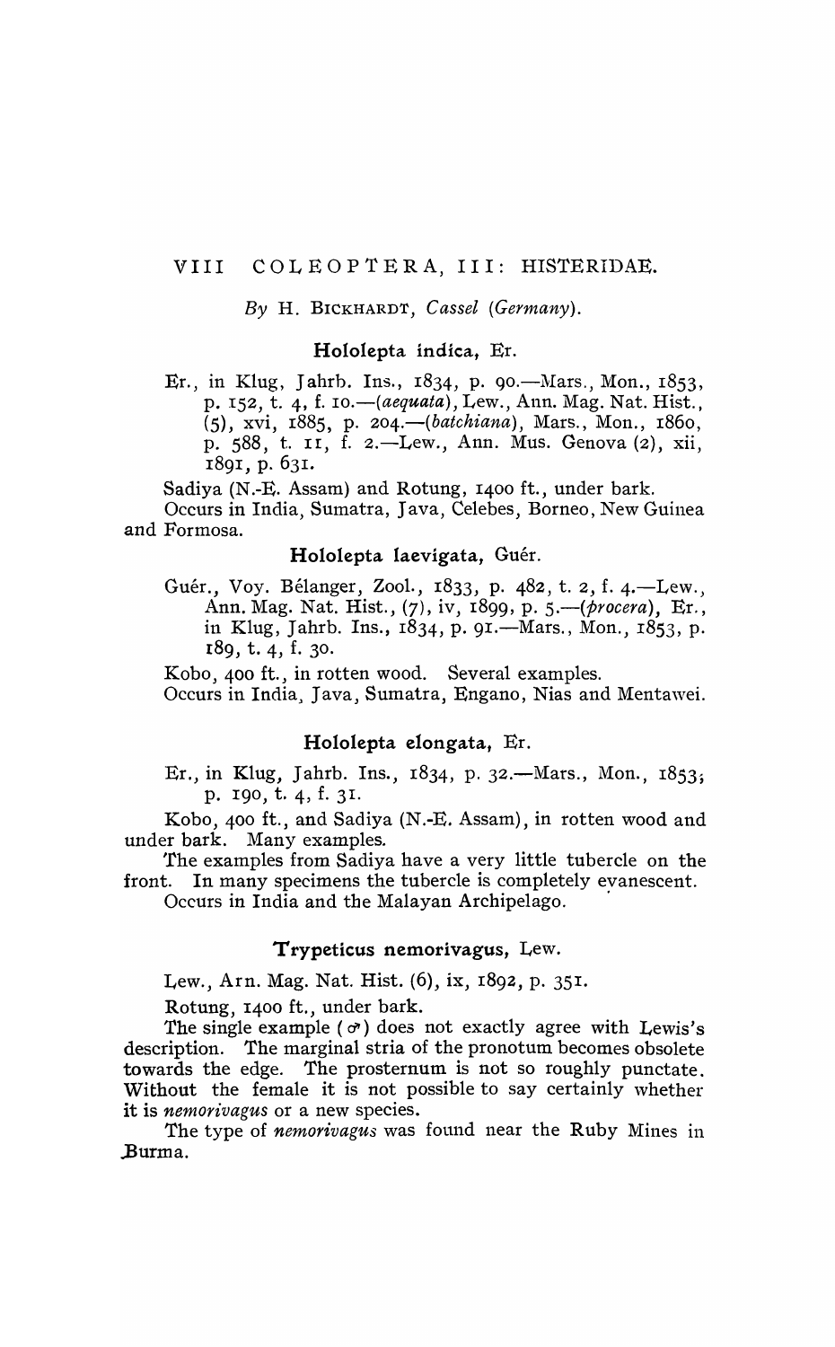## VIII COLEOPTERA, III: HISTERIDAE.

*By* H. BICKHARDT, *Cassel (Germany).*

### Hololepta indica, Er.

Er., in Klug, Jahrb. Ins., 1834, p. 90.—Mars., Mon., 1853, p. 152, t. 4, f. 10.—(*aequata*), Lew., Ann. Mag. Nat. Hist., (5), xvi, 1885, p. 204.—(*batchiana*), Mars., Mon., 1860, p. 588, t. 11, f. 2.—Lew., Ann. Mus. Genova (2), xii, 1891, p. 631.

Sadiya (N.-E. Assam) and Rotung, 1400 ft., under bark.

Occurs in India, Sumatra, Java, Celebes, Borneo, New Guinea and Formosa.

### Hololepta laevigata, Guér.

Guér., Voy. Bélanger, Zool., 1833, p. 482, t. 2, f. 4.—Lew., Ann. Mag. Nat. Hist., (7), iv, 1899, p. 5.—(*procera*), Er., in Klug, Jahrb. Ins., 1834, p. 91.—Mars., Mon., 1853, p. 189, t. 4, f. 30.

Kobo, 400 ft., in rotten wood. Several examples.

Occurs in India, Java, Sumatra, Engano, Nias and Mentawei.

### Hololepta elongata, Er.

Er., in Klug, Jahrb. Ins., 1834, p. 32.—Mars., Mon., 1853, p. 190, t. 4, f. 31.

Kobo, 400 ft., and Sadiya (N.-E. Assam), in rotten wood and under bark. Many examples.

The examples from Sadiya have a very little tubercle on the front. In many specimens the tubercle is completely evanescent.

Occurs in India and the Malayan Archipelago.

### Trypeticus nemorivagus, Lew.

Lew., Arn. Mag. Nat. Hist. (6), ix, 1892, p. 351.

Rotung, 1400 ft., under bark.

The single example (♂) does not exactly agree with Lewis's description. The marginal stria of the pronotum becomes obsolete towards the edge. The prosternum is not so roughly punctate. Without the female it is not possible to say certainly whether it is *nemorivagus* or a new species.

The type of *nemorivagus* was found near the Ruby Mines in Burma.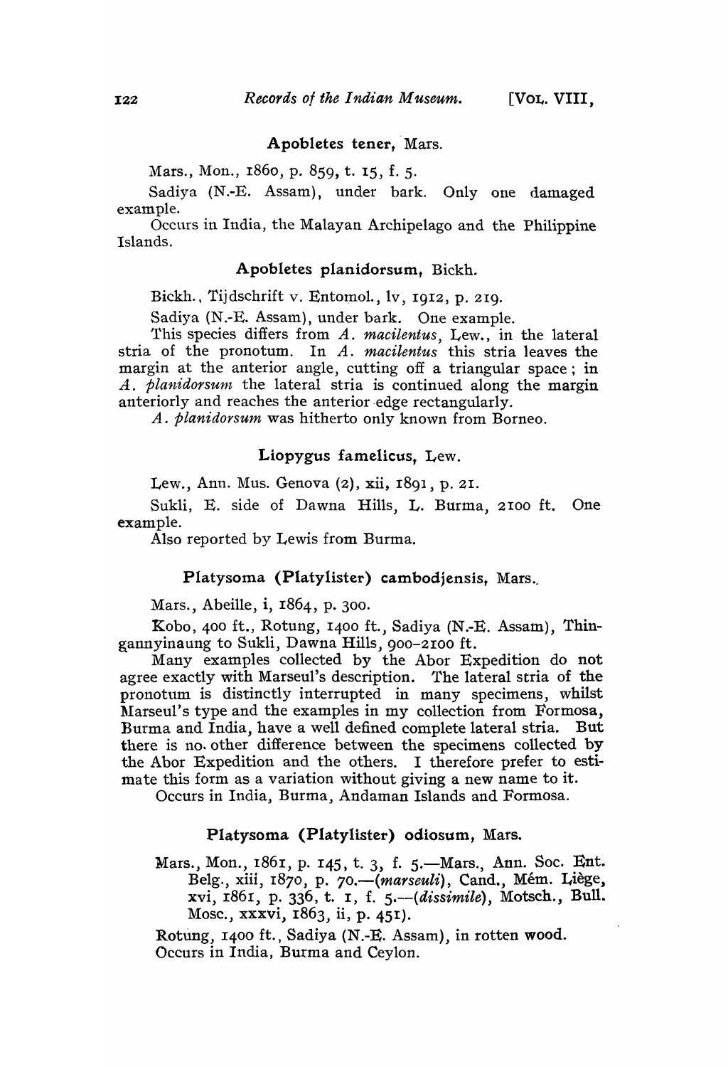### Apobletes tener, Mars.

Mars., Mon., 1860, p. 859, t. 15, f. 5.

Sadiya (N.-E. Assam), under bark. Only one damaged example.

Occurs in India, the Malayan Archipelago and the Philippine Islands.

### Apobletes planidorsum, Bickh.

Bickh., Tijdschrift v. Entomol., lv, 1912, p. 219.

Sadiya (N.-E. Assam), under bark. One example.

This species differs from *A. macilentus*, Lew., in the lateral stria of the pronotum. In *A. macilentus* this stria leaves the margin at the anterior angle, cutting off a triangular space; in *A. planidorsum* the lateral stria is continued along the margin anteriorly and reaches the anterior edge rectangularly.

*A. planidorsum* was hitherto only known from Borneo.

### Liopygus famelicus, Lew.

Lew., Ann. Mus. Genova (2), xii, 1891, p. 21.

Sukli, E. side of Dawna Hills, L. Burma, 2100 ft. One example.

Also reported by Lewis from Burma.

### Platysoma (Platylister) cambodjensis, Mars.

Mars., Abeille, i, 1864, p. 300.

Kobo, 400 ft., Rotung, 1400 ft., Sadiya (N.-E. Assam), Thingannyinaung to Sukli, Dawna Hills, 900-2100 ft.

Many examples collected by the Abor Expedition do not agree exactly with Marseul's description. The lateral stria of the pronotum is distinctly interrupted in many specimens, whilst Marseul's type and the examples in my collection from Formosa, Burma and India, have a well defined complete lateral stria. But there is no other difference between the specimens collected by the Abor Expedition and the others. I therefore prefer to estimate this form as a variation without giving a new name to it.

Occurs in India, Burma, Andaman Islands and Formosa.

### Platysoma (Platylister) odiosum, Mars.

Mars., Mon., 1861, p. 145, t. 3, f. 5.—Mars., Ann. Soc. Ent. Belg., xiii, 1870, p. 70.—(*marseuli*), Cand., Mém. Liège, xvi, 1861, p. 336, t. 1, f. 5.—(*dissimile*), Motsch., Bull. Mosc., xxxvi, 1863, ii, p. 451).

Rotung, 1400 ft., Sadiya (N.-E. Assam), in rotten wood.

Occurs in India, Burma and Ceylon.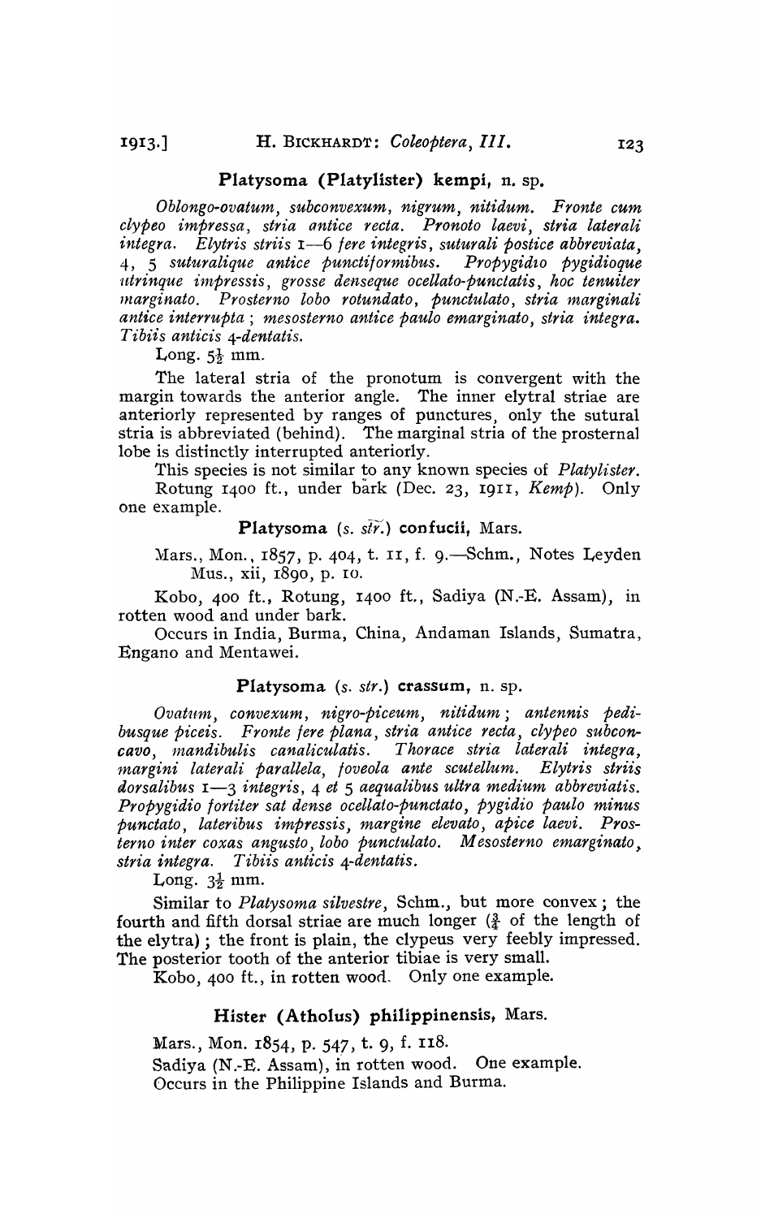### Platysoma (Platylister) kempi, n. sp.

*Oblongo-ovatum, subconvexum, nigrum, nitidum. Fronte cum clypeo impressa, stria antice recta. Pronoto laevi, stria laterali integra. Elytris striis 1—6 fere integris, suturali postice abbreviata, 4, 5 suturalique antice punctiformibus. Propygidio pygidioque utrinque impressis, grosse denseque ocellato-punctatis, hoc tenuiter marginato. Prosterno lobo rotundato, punctulato, stria marginali antice interrupta; mesosterno antice paulo emarginato, stria integra. Tibiis anticis 4-dentatis.*

Long. $5\frac{1}{2}$ mm.

The lateral stria of the pronotum is convergent with the margin towards the anterior angle. The inner elytral striae are anteriorly represented by ranges of punctures, only the sutural stria is abbreviated (behind). The marginal stria of the prosternal lobe is distinctly interrupted anteriorly.

This species is not similar to any known species of *Platylister*.

Rotung 1400 ft., under bark (Dec. 23, 1911, *Kemp*). Only one example.

### Platysoma (*s. str.*) confucii, Mars.

Mars., Mon., 1857, p. 404, t. 11, f. 9.—Schm., Notes Leyden Mus., xii, 1890, p. 10.

Kobo, 400 ft., Rotung, 1400 ft., Sadiya (N.-E. Assam), in rotten wood and under bark.

Occurs in India, Burma, China, Andaman Islands, Sumatra, Engano and Mentawei.

### Platysoma (*s. str.*) crassum, n. sp.

*Ovatum, convexum, nigro-piceum, nitidum; antennis pedibusque piceis. Fronte fere plana, stria antice recta, clypeo subconcavo, mandibulis canaliculatis. Thorace stria laterali integra, margini laterali parallela, foveola ante scutellum. Elytris striis dorsalibus 1—3 integris, 4 et 5 aequalibus ultra medium abbreviatis. Propygidio fortiter sat dense ocellato-punctato, pygidio paulo minus punctato, lateribus impressis, margine elevato, apice laevi. Prosterno inter coxas angusto, lobo punctulato. Mesosterno emarginato, stria integra. Tibiis anticis 4-dentatis.*

Long. $3\frac{1}{2}$ mm.

Similar to *Platysoma silvestre*, Schm., but more convex; the fourth and fifth dorsal striae are much longer ($\frac{3}{4}$ of the length of the elytra); the front is plain, the clypeus very feebly impressed. The posterior tooth of the anterior tibiae is very small.

Kobo, 400 ft., in rotten wood. Only one example.

### Hister (Atholus) philippinensis, Mars.

Mars., Mon. 1854, p. 547, t. 9, f. 118.

Sadiya (N.-E. Assam), in rotten wood. One example.

Occurs in the Philippine Islands and Burma.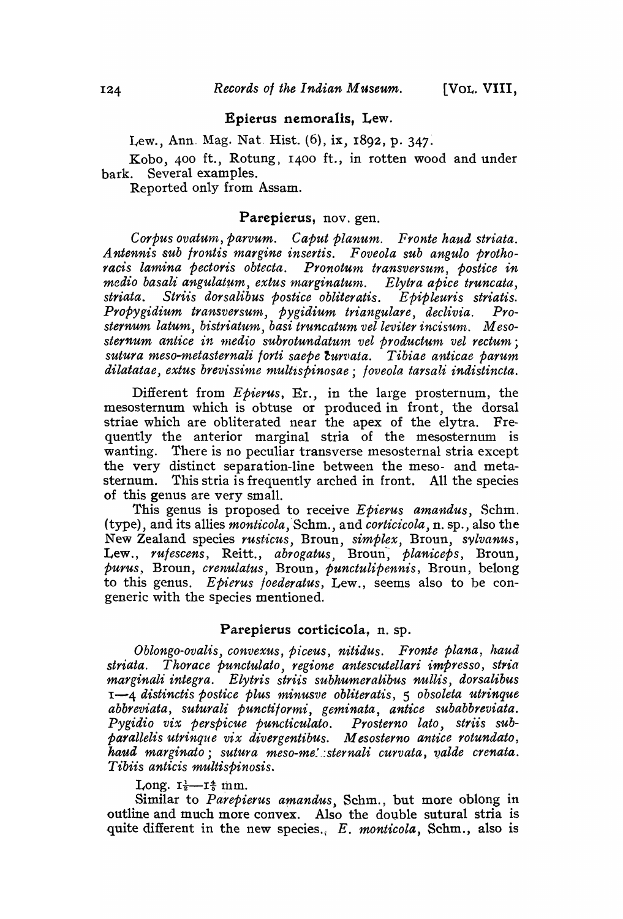### Epierus nemoralis, Lew.

Lew., Ann. Mag. Nat. Hist. (6), ix, 1892, p. 347.

Kobo, 400 ft., Rotung, 1400 ft., in rotten wood and under bark. Several examples.

Reported only from Assam.

### Parepierus, nov. gen.

*Corpus ovatum, parvum. Caput planum. Fronte haud striata. Antennis sub frontis margine insertis. Foveola sub angulo prothoracis lamina pectoris obtecta. Pronotum transversum, postice in medio basali angulatum, extus marginatum. Elytra apice truncata, striata. Striis dorsalibus postice obliteratis. Epipleuris striatis. Propygidium transversum, pygidium triangulare, declivia. Prosternum latum, bistriatum, basi truncatum vel leviter incisum. Mesosternum antice in medio subrotundatum vel productum vel rectum; sutura meso-metasternali forti saepe curvata. Tibiae anticae parum dilatatae, extus brevissime multispinosae; foveola tarsali indistincta.*

Different from *Epierus*, Er., in the large prosternum, the mesosternum which is obtuse or produced in front, the dorsal striae which are obliterated near the apex of the elytra. Frequently the anterior marginal stria of the mesosternum is wanting. There is no peculiar transverse mesosternal stria except the very distinct separation-line between the meso- and metasternum. This stria is frequently arched in front. All the species of this genus are very small.

This genus is proposed to receive *Epierus amandus*, Schm. (type), and its allies *monticola*, Schm., and *corticicola*, n. sp., also the New Zealand species *rusticus*, Broun, *simplex*, Broun, *sylvanus*, Lew., *rufescens*, Reitt., *abrogatus*, Broun, *planiceps*, Broun, *purus*, Broun, *crenulatus*, Broun, *punctulipennis*, Broun, belong to this genus. *Epierus foederatus*, Lew., seems also to be congeneric with the species mentioned.

### Parepierus corticicola, n. sp.

*Oblongo-ovalis, convexus, piceus, nitidus. Fronte plana, haud striata. Thorace punctulato, regione antescutellari impresso, stria marginali integra. Elytris striis subhumeralibus nullis, dorsalibus 1—4 distinctis postice plus minusve obliteratis, 5 obsoleta utrinque abbreviata, suturali punctiformi, geminata, antice subabbreviata. Pygidio vix perspicue puncticulato. Prosterno lato, striis subparallelis utrinque vix divergentibus. Mesosterno antice rotundato, haud marginato; sutura meso-metasternali curvata, valde crenata. Tibiis anticis multispinosis.*

Long. $1\frac{1}{2}$—$1\frac{4}{5}$ mm.

Similar to *Parepierus amandus*, Schm., but more oblong in outline and much more convex. Also the double sutural stria is quite different in the new species. *E. monticola*, Schm., also is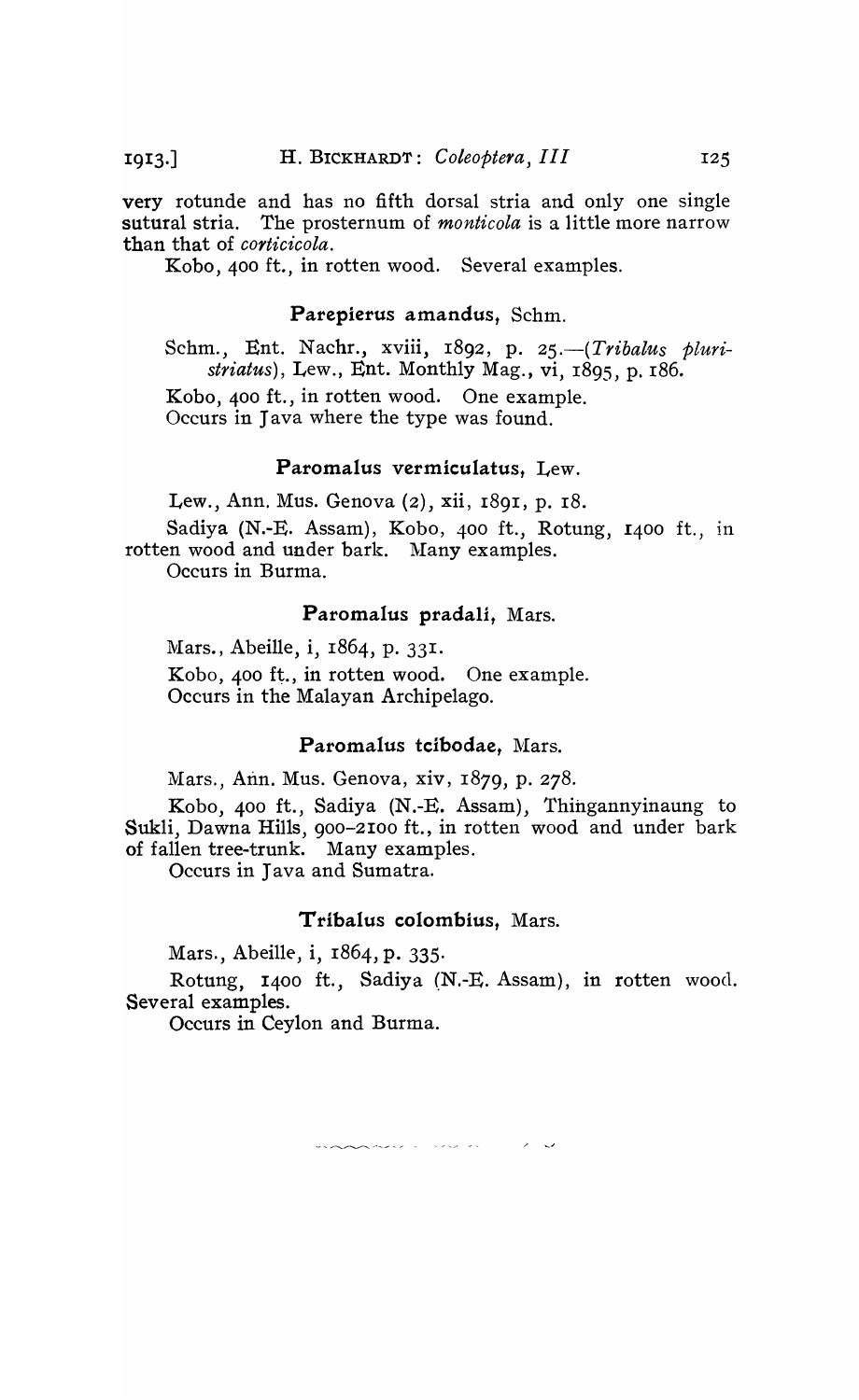very rotunde and has no fifth dorsal stria and only one single sutural stria. The prosternum of *monticola* is a little more narrow than that of *corticicola*.

Kobo, 400 ft., in rotten wood. Several examples.

### Parepierus amandus, Schm.

Schm., Ent. Nachr., xviii, 1892, p. 25.—(*Tribalus pluristriatus*), Lew., Ent. Monthly Mag., vi, 1895, p. 186.

Kobo, 400 ft., in rotten wood. One example.
Occurs in Java where the type was found.

### Paromalus vermiculatus, Lew.

Lew., Ann. Mus. Genova (2), xii, 1891, p. 18.

Sadiya (N.-E. Assam), Kobo, 400 ft., Rotung, 1400 ft., in rotten wood and under bark. Many examples.
Occurs in Burma.

### Paromalus pradali, Mars.

Mars., Abeille, i, 1864, p. 331.

Kobo, 400 ft., in rotten wood. One example.
Occurs in the Malayan Archipelago.

### Paromalus tcibodae, Mars.

Mars., Ann. Mus. Genova, xiv, 1879, p. 278.

Kobo, 400 ft., Sadiya (N.-E. Assam), Thingannyinaung to Sukli, Dawna Hills, 900–2100 ft., in rotten wood and under bark of fallen tree-trunk. Many examples.
Occurs in Java and Sumatra.

### Tribalus colombius, Mars.

Mars., Abeille, i, 1864, p. 335.

Rotung, 1400 ft., Sadiya (N.-E. Assam), in rotten wood. Several examples.
Occurs in Ceylon and Burma.